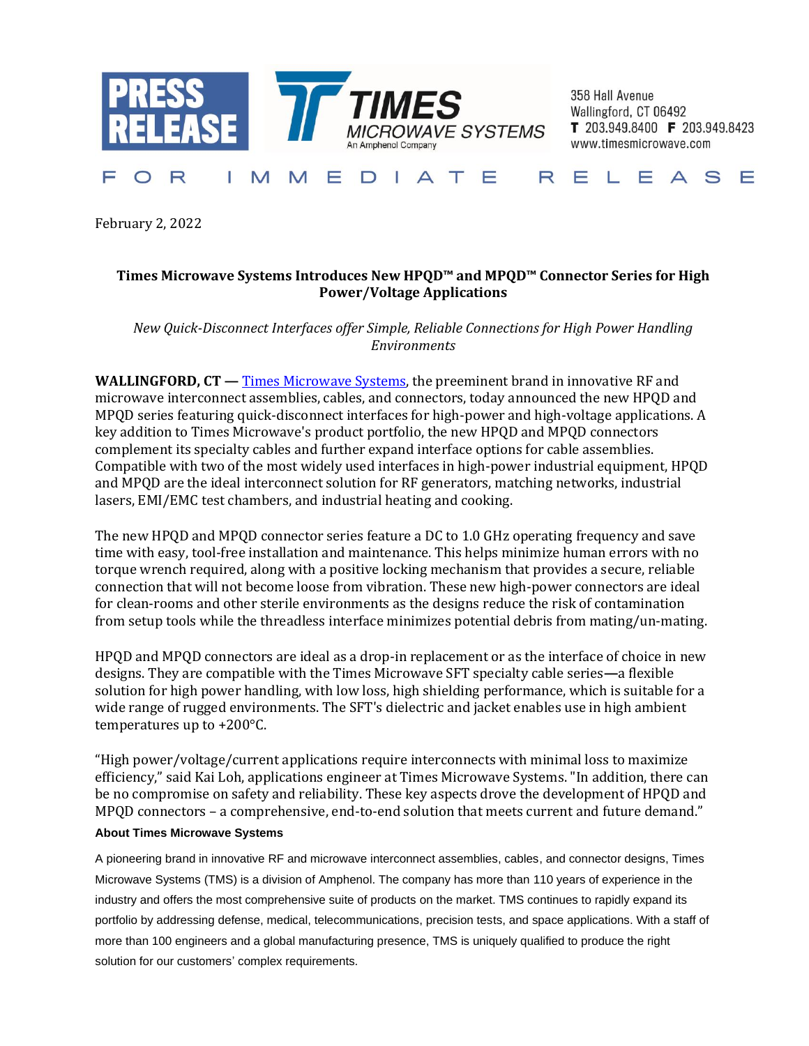PRESS RELEASE

TIMES MICROWAVE SYSTEMS
An Amphenol Company

358 Hall Avenue
Wallingford, CT 06492
**T** 203.949.8400 **F** 203.949.8423
www.timesmicrowave.com

FOR IMMEDIATE RELEASE

February 2, 2022

**Times Microwave Systems Introduces New HPQD™ and MPQD™ Connector Series for High Power/Voltage Applications**

*New Quick-Disconnect Interfaces offer Simple, Reliable Connections for High Power Handling Environments*

**WALLINGFORD, CT —** Times Microwave Systems, the preeminent brand in innovative RF and microwave interconnect assemblies, cables, and connectors, today announced the new HPQD and MPQD series featuring quick-disconnect interfaces for high-power and high-voltage applications. A key addition to Times Microwave's product portfolio, the new HPQD and MPQD connectors complement its specialty cables and further expand interface options for cable assemblies. Compatible with two of the most widely used interfaces in high-power industrial equipment, HPQD and MPQD are the ideal interconnect solution for RF generators, matching networks, industrial lasers, EMI/EMC test chambers, and industrial heating and cooking.

The new HPQD and MPQD connector series feature a DC to 1.0 GHz operating frequency and save time with easy, tool-free installation and maintenance. This helps minimize human errors with no torque wrench required, along with a positive locking mechanism that provides a secure, reliable connection that will not become loose from vibration. These new high-power connectors are ideal for clean-rooms and other sterile environments as the designs reduce the risk of contamination from setup tools while the threadless interface minimizes potential debris from mating/un-mating.

HPQD and MPQD connectors are ideal as a drop-in replacement or as the interface of choice in new designs. They are compatible with the Times Microwave SFT specialty cable series**—**a flexible solution for high power handling, with low loss, high shielding performance, which is suitable for a wide range of rugged environments. The SFT's dielectric and jacket enables use in high ambient temperatures up to +200°C.

"High power/voltage/current applications require interconnects with minimal loss to maximize efficiency," said Kai Loh, applications engineer at Times Microwave Systems. "In addition, there can be no compromise on safety and reliability. These key aspects drove the development of HPQD and MPQD connectors – a comprehensive, end-to-end solution that meets current and future demand."

**About Times Microwave Systems**

A pioneering brand in innovative RF and microwave interconnect assemblies, cables, and connector designs, Times Microwave Systems (TMS) is a division of Amphenol. The company has more than 110 years of experience in the industry and offers the most comprehensive suite of products on the market. TMS continues to rapidly expand its portfolio by addressing defense, medical, telecommunications, precision tests, and space applications. With a staff of more than 100 engineers and a global manufacturing presence, TMS is uniquely qualified to produce the right solution for our customers' complex requirements.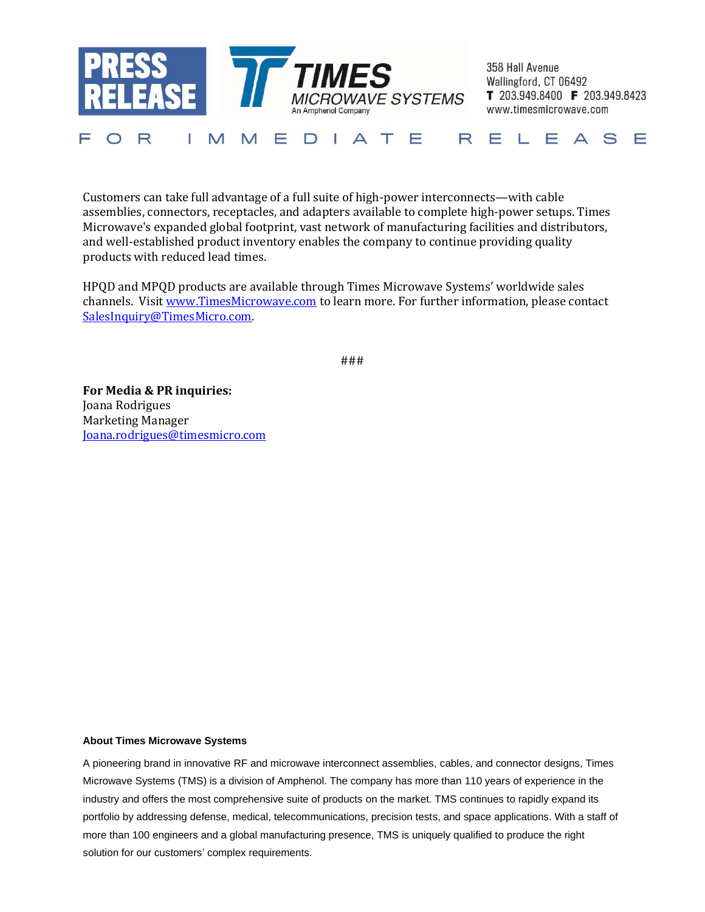Customers can take full advantage of a full suite of high-power interconnects—with cable assemblies, connectors, receptacles, and adapters available to complete high-power setups. Times Microwave's expanded global footprint, vast network of manufacturing facilities and distributors, and well-established product inventory enables the company to continue providing quality products with reduced lead times.

HPQD and MPQD products are available through Times Microwave Systems' worldwide sales channels. Visit www.TimesMicrowave.com to learn more. For further information, please contact SalesInquiry@TimesMicro.com.

###

**For Media & PR inquiries:**
Joana Rodrigues
Marketing Manager
Joana.rodrigues@timesmicro.com

**About Times Microwave Systems**

A pioneering brand in innovative RF and microwave interconnect assemblies, cables, and connector designs, Times Microwave Systems (TMS) is a division of Amphenol. The company has more than 110 years of experience in the industry and offers the most comprehensive suite of products on the market. TMS continues to rapidly expand its portfolio by addressing defense, medical, telecommunications, precision tests, and space applications. With a staff of more than 100 engineers and a global manufacturing presence, TMS is uniquely qualified to produce the right solution for our customers' complex requirements.